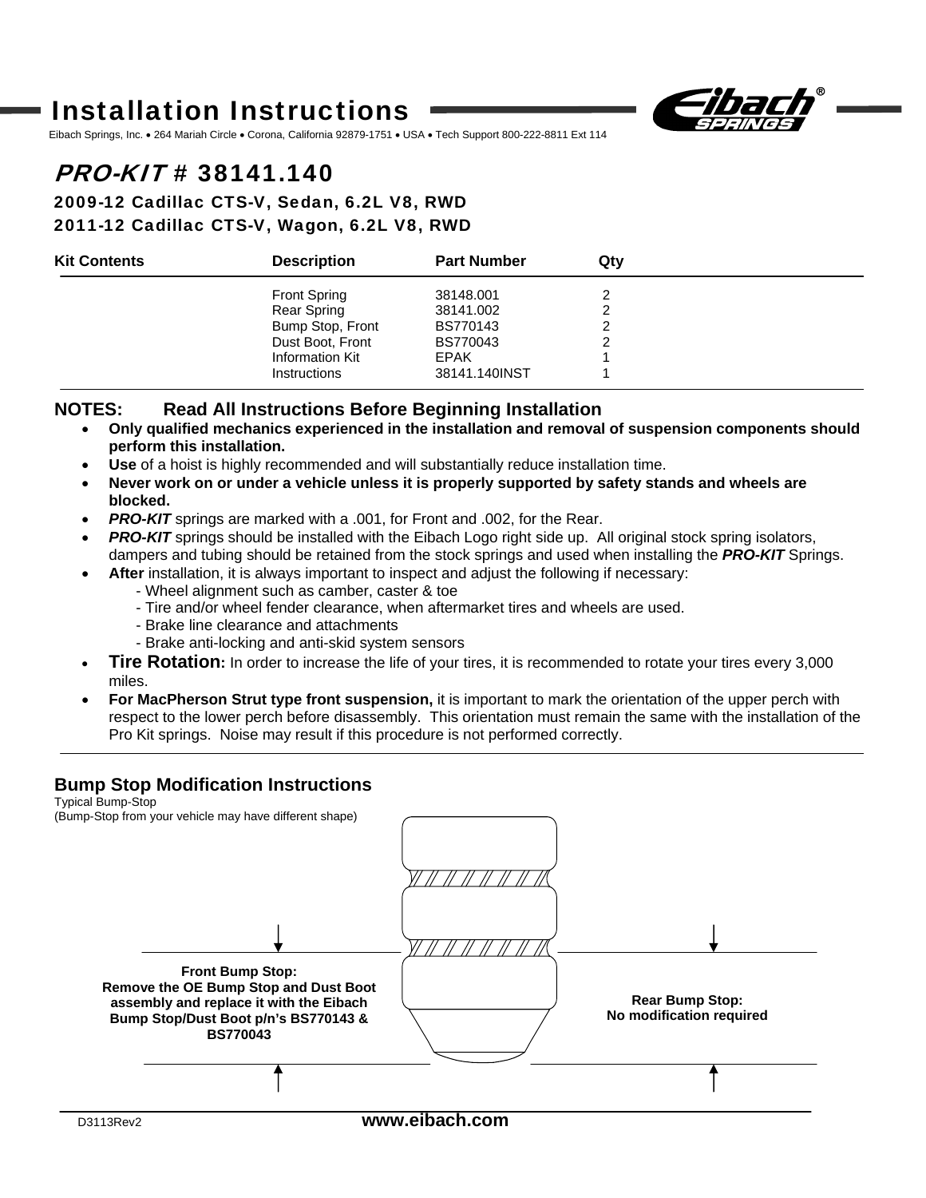# Installation Instructions

Eibach Springs, Inc. • 264 Mariah Circle • Corona, California 92879-1751 • USA • Tech Support 800-222-8811 Ext 114

## *PRO-KIT* # 38141.140

### 2009-12 Cadillac CTS-V, Sedan, 6.2L V8, RWD
### 2011-12 Cadillac CTS-V, Wagon, 6.2L V8, RWD

| Kit Contents | Description | Part Number | Qty |
|---|---|---|---|
| | Front Spring | 38148.001 | 2 |
| | Rear Spring | 38141.002 | 2 |
| | Bump Stop, Front | BS770143 | 2 |
| | Dust Boot, Front | BS770043 | 2 |
| | Information Kit | EPAK | 1 |
| | Instructions | 38141.140INST | 1 |

**NOTES: Read All Instructions Before Beginning Installation**

- **Only qualified mechanics experienced in the installation and removal of suspension components should perform this installation.**
- **Use** of a hoist is highly recommended and will substantially reduce installation time.
- **Never work on or under a vehicle unless it is properly supported by safety stands and wheels are blocked.**
- ***PRO-KIT*** springs are marked with a .001, for Front and .002, for the Rear.
- ***PRO-KIT*** springs should be installed with the Eibach Logo right side up. All original stock spring isolators, dampers and tubing should be retained from the stock springs and used when installing the ***PRO-KIT*** Springs.
- **After** installation, it is always important to inspect and adjust the following if necessary:
  - Wheel alignment such as camber, caster & toe
  - Tire and/or wheel fender clearance, when aftermarket tires and wheels are used.
  - Brake line clearance and attachments
  - Brake anti-locking and anti-skid system sensors
- **Tire Rotation:** In order to increase the life of your tires, it is recommended to rotate your tires every 3,000 miles.
- **For MacPherson Strut type front suspension,** it is important to mark the orientation of the upper perch with respect to the lower perch before disassembly. This orientation must remain the same with the installation of the Pro Kit springs. Noise may result if this procedure is not performed correctly.

### Bump Stop Modification Instructions

Typical Bump-Stop
(Bump-Stop from your vehicle may have different shape)

**Front Bump Stop:**
**Remove the OE Bump Stop and Dust Boot assembly and replace it with the Eibach Bump Stop/Dust Boot p/n's BS770143 & BS770043**

**Rear Bump Stop:**
**No modification required**

D3113Rev2 **www.eibach.com**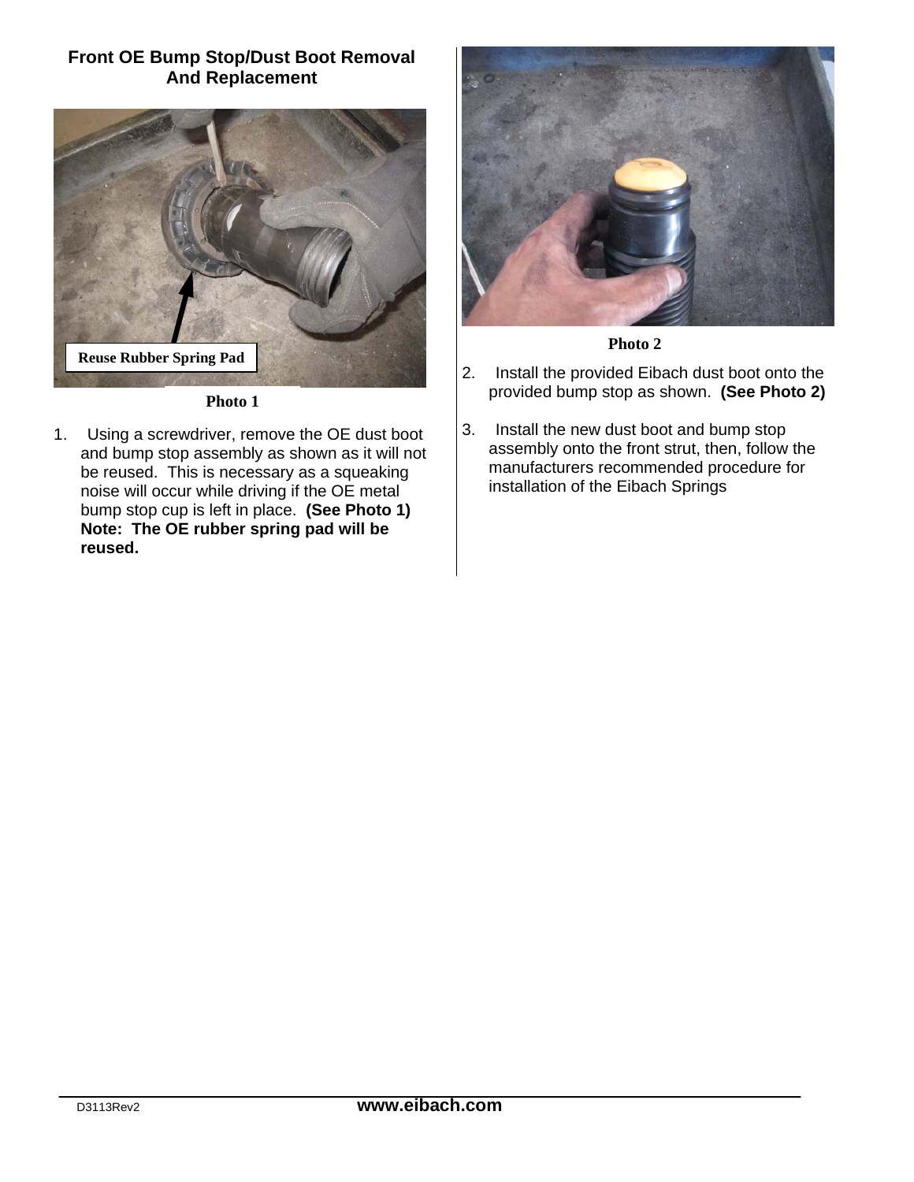## Front OE Bump Stop/Dust Boot Removal And Replacement

Reuse Rubber Spring Pad

Photo 1

1. Using a screwdriver, remove the OE dust boot and bump stop assembly as shown as it will not be reused. This is necessary as a squeaking noise will occur while driving if the OE metal bump stop cup is left in place. **(See Photo 1)** **Note: The OE rubber spring pad will be reused.**

Photo 2

2. Install the provided Eibach dust boot onto the provided bump stop as shown. **(See Photo 2)**

3. Install the new dust boot and bump stop assembly onto the front strut, then, follow the manufacturers recommended procedure for installation of the Eibach Springs

D3113Rev2 **www.eibach.com**